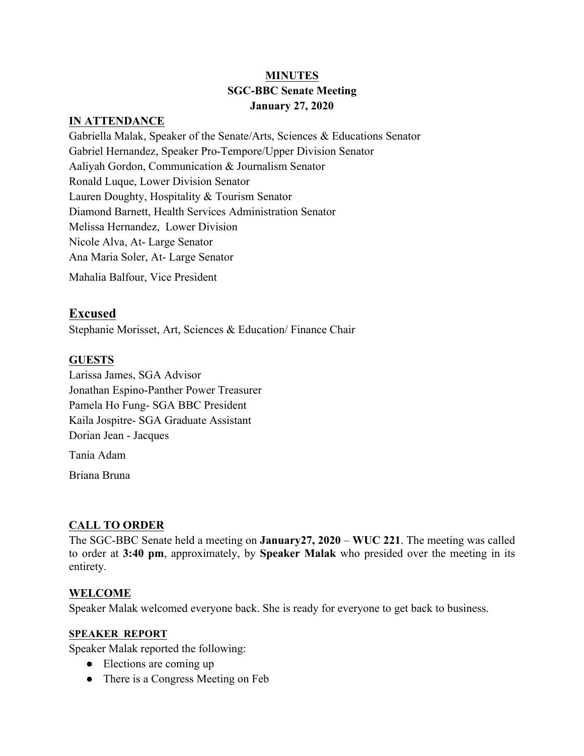**MINUTES**
**SGC-BBC Senate Meeting**
**January 27, 2020**

## IN ATTENDANCE

Gabriella Malak, Speaker of the Senate/Arts, Sciences & Educations Senator
Gabriel Hernandez, Speaker Pro-Tempore/Upper Division Senator
Aaliyah Gordon, Communication & Journalism Senator
Ronald Luque, Lower Division Senator
Lauren Doughty, Hospitality & Tourism Senator
Diamond Barnett, Health Services Administration Senator
Melissa Hernandez, Lower Division
Nicole Alva, At- Large Senator
Ana Maria Soler, At- Large Senator

Mahalia Balfour, Vice President

## Excused

Stephanie Morisset, Art, Sciences & Education/ Finance Chair

## GUESTS

Larissa James, SGA Advisor
Jonathan Espino-Panther Power Treasurer
Pamela Ho Fung- SGA BBC President
Kaila Jospitre- SGA Graduate Assistant
Dorian Jean - Jacques

Tania Adam

Briana Bruna

## CALL TO ORDER

The SGC-BBC Senate held a meeting on **January27, 2020** – **WUC 221**. The meeting was called to order at **3:40 pm**, approximately, by **Speaker Malak** who presided over the meeting in its entirety.

## WELCOME

Speaker Malak welcomed everyone back. She is ready for everyone to get back to business.

### SPEAKER REPORT

Speaker Malak reported the following:

- Elections are coming up
- There is a Congress Meeting on Feb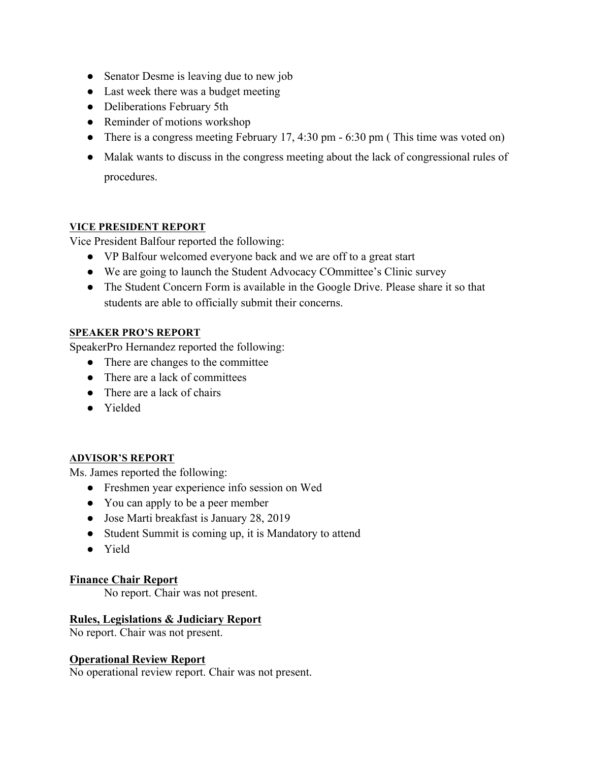- Senator Desme is leaving due to new job
- Last week there was a budget meeting
- Deliberations February 5th
- Reminder of motions workshop
- There is a congress meeting February 17, 4:30 pm - 6:30 pm ( This time was voted on)
- Malak wants to discuss in the congress meeting about the lack of congressional rules of procedures.

**VICE PRESIDENT REPORT**

Vice President Balfour reported the following:

- VP Balfour welcomed everyone back and we are off to a great start
- We are going to launch the Student Advocacy COmmittee's Clinic survey
- The Student Concern Form is available in the Google Drive. Please share it so that students are able to officially submit their concerns.

**SPEAKER PRO'S REPORT**

SpeakerPro Hernandez reported the following:

- There are changes to the committee
- There are a lack of committees
- There are a lack of chairs
- Yielded

**ADVISOR'S REPORT**

Ms. James reported the following:

- Freshmen year experience info session on Wed
- You can apply to be a peer member
- Jose Marti breakfast is January 28, 2019
- Student Summit is coming up, it is Mandatory to attend
- Yield

**Finance Chair Report**

No report. Chair was not present.

**Rules, Legislations & Judiciary Report**

No report. Chair was not present.

**Operational Review Report**

No operational review report. Chair was not present.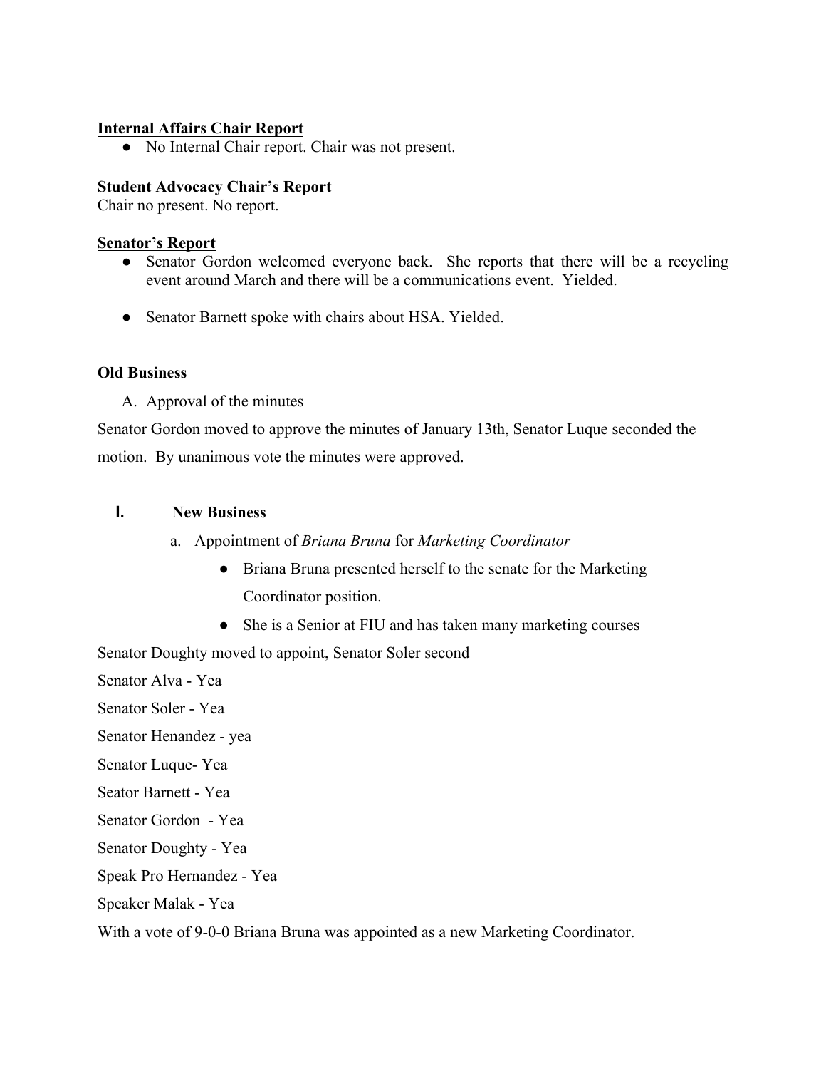**Internal Affairs Chair Report**

- No Internal Chair report. Chair was not present.

**Student Advocacy Chair's Report**

Chair no present. No report.

**Senator's Report**

- Senator Gordon welcomed everyone back. She reports that there will be a recycling event around March and there will be a communications event. Yielded.

- Senator Barnett spoke with chairs about HSA. Yielded.

**Old Business**

A. Approval of the minutes

Senator Gordon moved to approve the minutes of January 13th, Senator Luque seconded the motion. By unanimous vote the minutes were approved.

I. **New Business**

a. Appointment of *Briana Bruna* for *Marketing Coordinator*

- Briana Bruna presented herself to the senate for the Marketing Coordinator position.
- She is a Senior at FIU and has taken many marketing courses

Senator Doughty moved to appoint, Senator Soler second

Senator Alva - Yea

Senator Soler - Yea

Senator Henandez - yea

Senator Luque- Yea

Seator Barnett - Yea

Senator Gordon - Yea

Senator Doughty - Yea

Speak Pro Hernandez - Yea

Speaker Malak - Yea

With a vote of 9-0-0 Briana Bruna was appointed as a new Marketing Coordinator.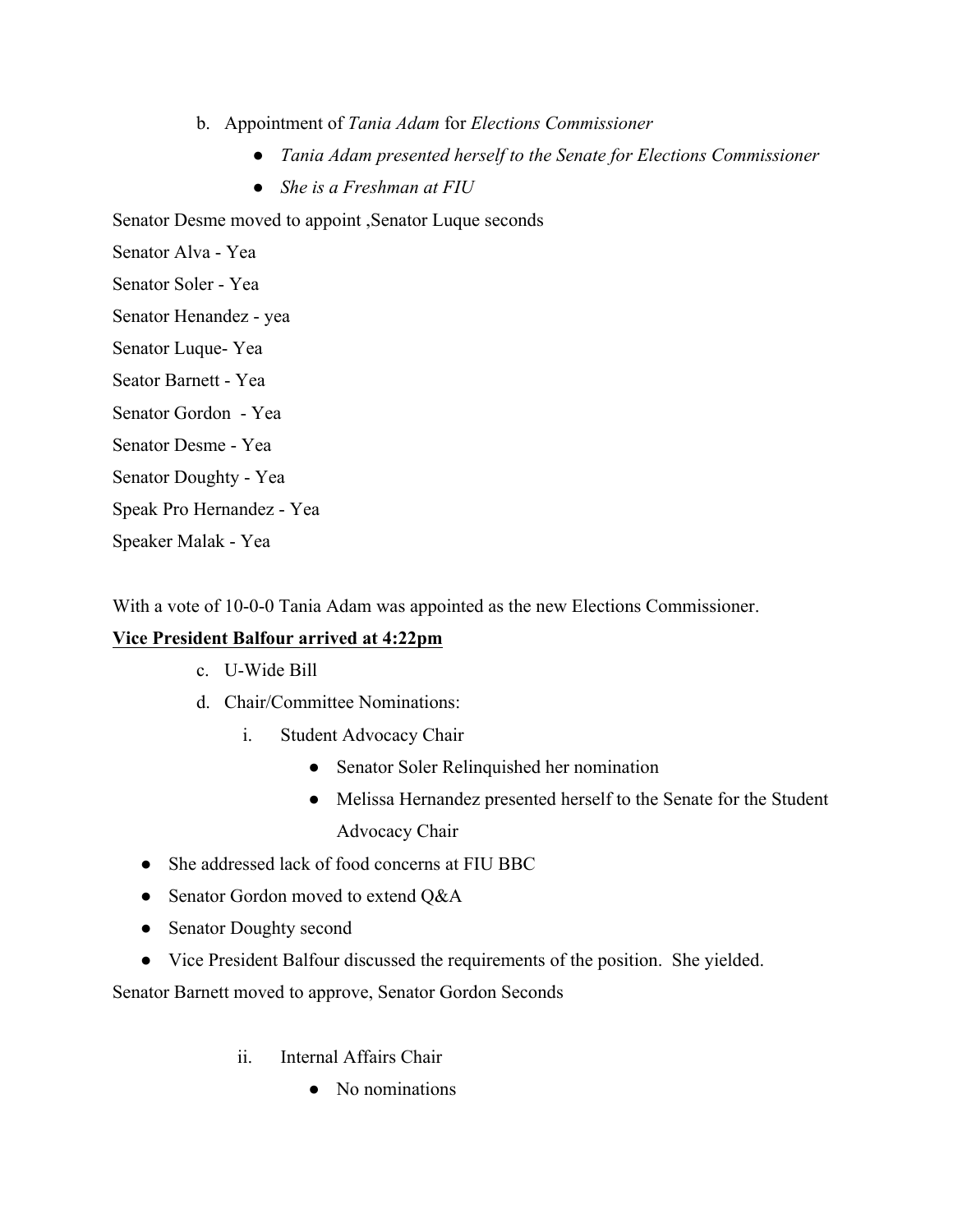b. Appointment of *Tania Adam* for *Elections Commissioner*
    - *Tania Adam presented herself to the Senate for Elections Commissioner*
    - *She is a Freshman at FIU*

Senator Desme moved to appoint ,Senator Luque seconds

Senator Alva - Yea

Senator Soler - Yea

Senator Henandez - yea

Senator Luque- Yea

Seator Barnett - Yea

Senator Gordon - Yea

Senator Desme - Yea

Senator Doughty - Yea

Speak Pro Hernandez - Yea

Speaker Malak - Yea

With a vote of 10-0-0 Tania Adam was appointed as the new Elections Commissioner.

**<u>Vice President Balfour arrived at 4:22pm</u>**

c. U-Wide Bill

d. Chair/Committee Nominations:

   i. Student Advocacy Chair
      - Senator Soler Relinquished her nomination
      - Melissa Hernandez presented herself to the Senate for the Student Advocacy Chair

- She addressed lack of food concerns at FIU BBC
- Senator Gordon moved to extend Q&A
- Senator Doughty second
- Vice President Balfour discussed the requirements of the position. She yielded.

Senator Barnett moved to approve, Senator Gordon Seconds

   ii. Internal Affairs Chair
      - No nominations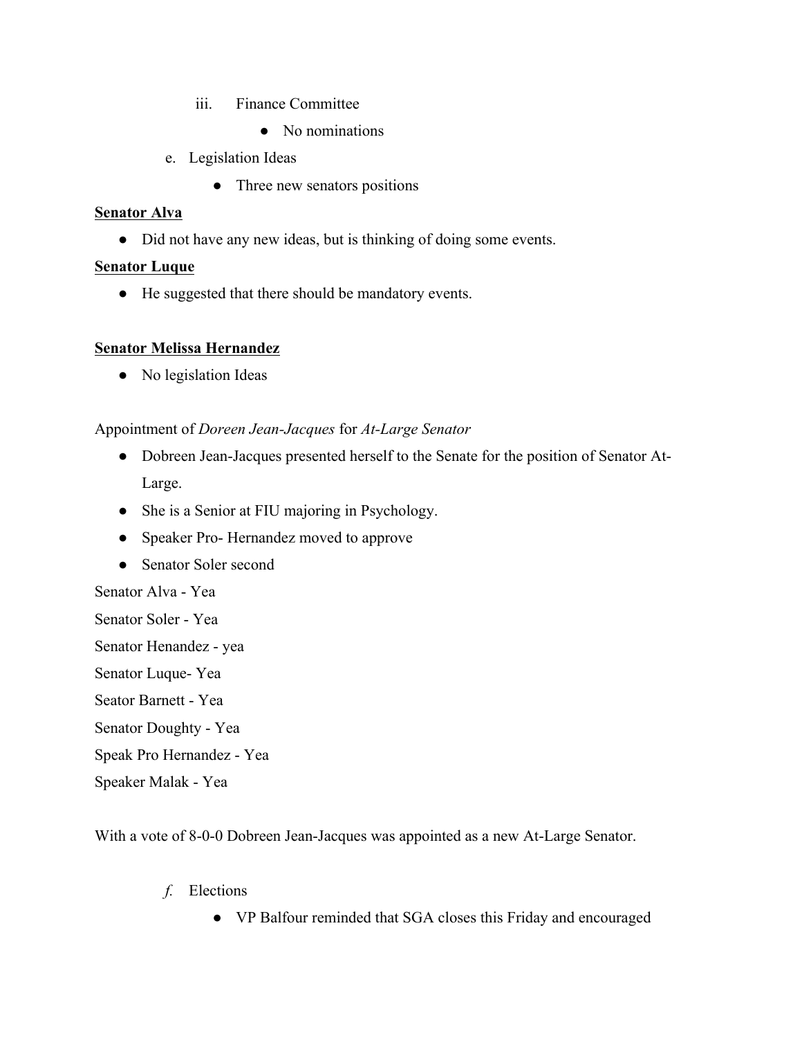iii. Finance Committee

- No nominations

e. Legislation Ideas

- Three new senators positions

**<u>Senator Alva</u>**

- Did not have any new ideas, but is thinking of doing some events.

**<u>Senator Luque</u>**

- He suggested that there should be mandatory events.

**<u>Senator Melissa Hernandez</u>**

- No legislation Ideas

Appointment of *Doreen Jean-Jacques* for *At-Large Senator*

- Dobreen Jean-Jacques presented herself to the Senate for the position of Senator At-Large.
- She is a Senior at FIU majoring in Psychology.
- Speaker Pro- Hernandez moved to approve
- Senator Soler second

Senator Alva - Yea

Senator Soler - Yea

Senator Henandez - yea

Senator Luque- Yea

Seator Barnett - Yea

Senator Doughty - Yea

Speak Pro Hernandez - Yea

Speaker Malak - Yea

With a vote of 8-0-0 Dobreen Jean-Jacques was appointed as a new At-Large Senator.

*f.* Elections

- VP Balfour reminded that SGA closes this Friday and encouraged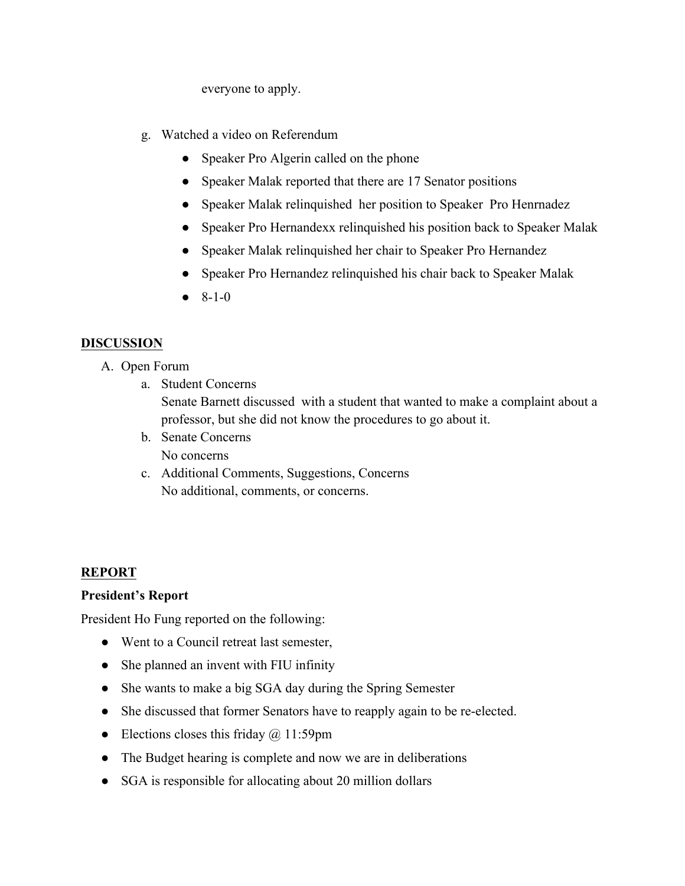everyone to apply.

g. Watched a video on Referendum
   - Speaker Pro Algerin called on the phone
   - Speaker Malak reported that there are 17 Senator positions
   - Speaker Malak relinquished  her position to Speaker  Pro Henrnadez
   - Speaker Pro Hernandexx relinquished his position back to Speaker Malak
   - Speaker Malak relinquished her chair to Speaker Pro Hernandez
   - Speaker Pro Hernandez relinquished his chair back to Speaker Malak
   - 8-1-0

## DISCUSSION

A. Open Forum
   a. Student Concerns
      Senate Barnett discussed  with a student that wanted to make a complaint about a professor, but she did not know the procedures to go about it.
   b. Senate Concerns
      No concerns
   c. Additional Comments, Suggestions, Concerns
      No additional, comments, or concerns.

## REPORT

### President's Report

President Ho Fung reported on the following:

- Went to a Council retreat last semester,
- She planned an invent with FIU infinity
- She wants to make a big SGA day during the Spring Semester
- She discussed that former Senators have to reapply again to be re-elected.
- Elections closes this friday @ 11:59pm
- The Budget hearing is complete and now we are in deliberations
- SGA is responsible for allocating about 20 million dollars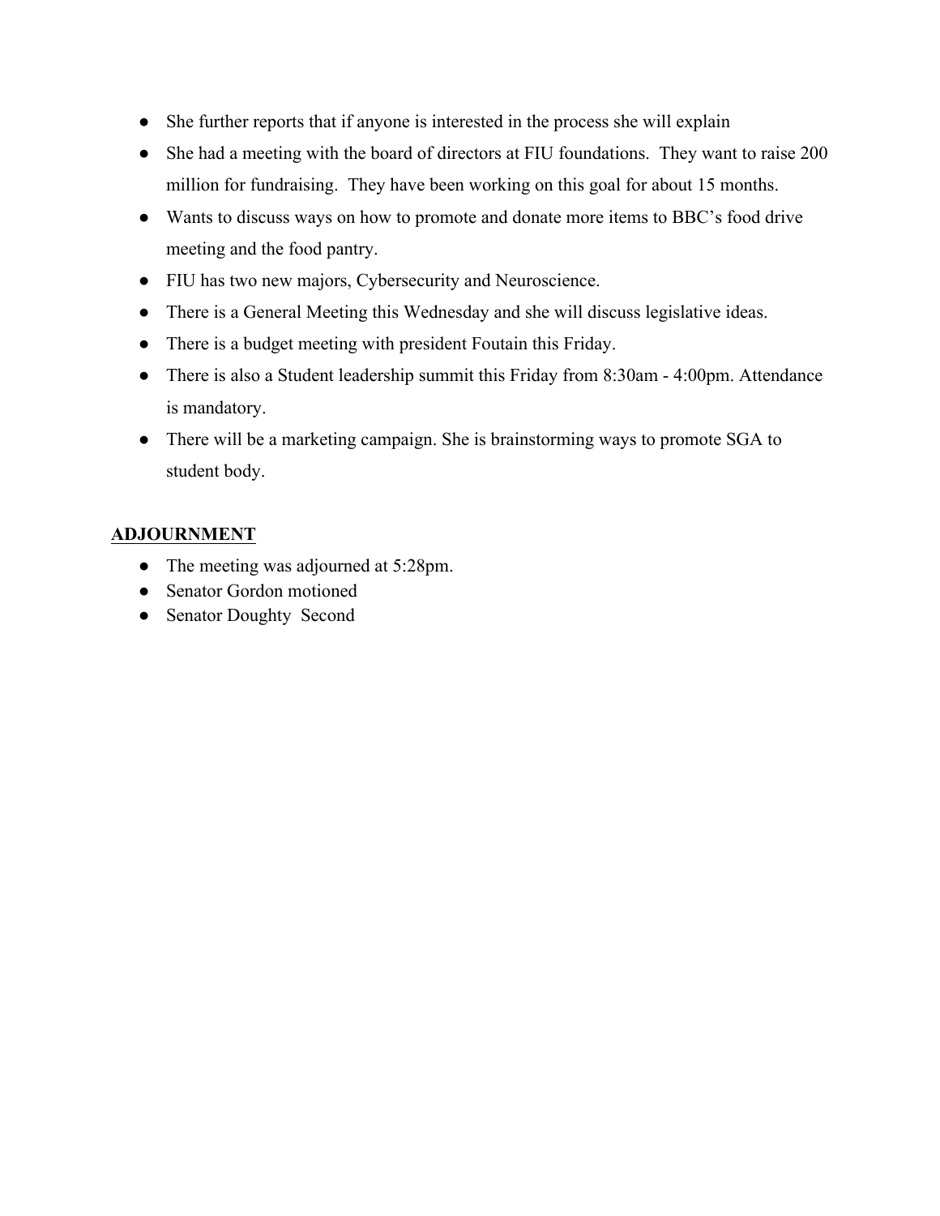- She further reports that if anyone is interested in the process she will explain
- She had a meeting with the board of directors at FIU foundations. They want to raise 200 million for fundraising. They have been working on this goal for about 15 months.
- Wants to discuss ways on how to promote and donate more items to BBC's food drive meeting and the food pantry.
- FIU has two new majors, Cybersecurity and Neuroscience.
- There is a General Meeting this Wednesday and she will discuss legislative ideas.
- There is a budget meeting with president Foutain this Friday.
- There is also a Student leadership summit this Friday from 8:30am - 4:00pm. Attendance is mandatory.
- There will be a marketing campaign. She is brainstorming ways to promote SGA to student body.

**ADJOURNMENT**

- The meeting was adjourned at 5:28pm.
- Senator Gordon motioned
- Senator Doughty Second